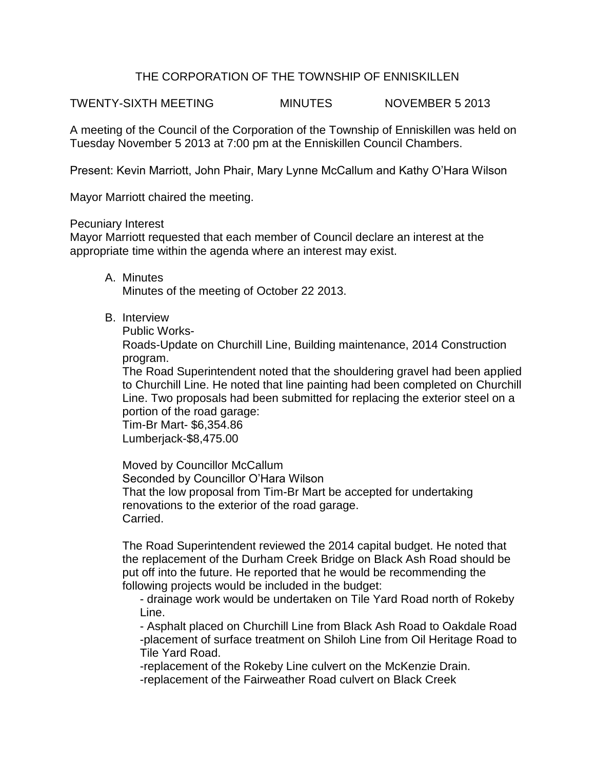# THE CORPORATION OF THE TOWNSHIP OF ENNISKILLEN

TWENTY-SIXTH MEETING MINUTES NOVEMBER 5 2013

A meeting of the Council of the Corporation of the Township of Enniskillen was held on Tuesday November 5 2013 at 7:00 pm at the Enniskillen Council Chambers.

Present: Kevin Marriott, John Phair, Mary Lynne McCallum and Kathy O'Hara Wilson

Mayor Marriott chaired the meeting.

Pecuniary Interest

Mayor Marriott requested that each member of Council declare an interest at the appropriate time within the agenda where an interest may exist.

A. Minutes

   Minutes of the meeting of October 22 2013.

B. Interview

   Public Works-

   Roads-Update on Churchill Line, Building maintenance, 2014 Construction program.

   The Road Superintendent noted that the shouldering gravel had been applied to Churchill Line. He noted that line painting had been completed on Churchill Line. Two proposals had been submitted for replacing the exterior steel on a portion of the road garage:

   Tim-Br Mart- $6,354.86

   Lumberjack-$8,475.00

   Moved by Councillor McCallum

   Seconded by Councillor O'Hara Wilson

   That the low proposal from Tim-Br Mart be accepted for undertaking renovations to the exterior of the road garage.

   Carried.

   The Road Superintendent reviewed the 2014 capital budget. He noted that the replacement of the Durham Creek Bridge on Black Ash Road should be put off into the future. He reported that he would be recommending the following projects would be included in the budget:

   - drainage work would be undertaken on Tile Yard Road north of Rokeby Line.
   - Asphalt placed on Churchill Line from Black Ash Road to Oakdale Road
   - placement of surface treatment on Shiloh Line from Oil Heritage Road to Tile Yard Road.
   - replacement of the Rokeby Line culvert on the McKenzie Drain.
   - replacement of the Fairweather Road culvert on Black Creek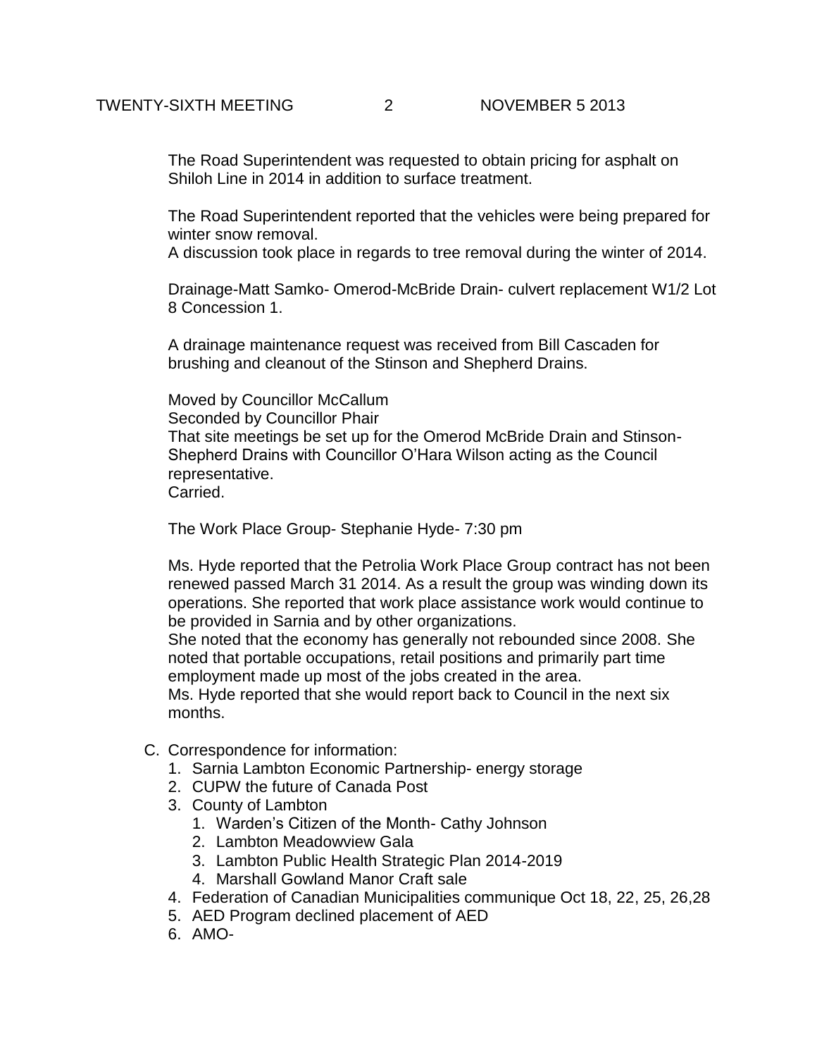The Road Superintendent was requested to obtain pricing for asphalt on Shiloh Line in 2014 in addition to surface treatment.

The Road Superintendent reported that the vehicles were being prepared for winter snow removal.
A discussion took place in regards to tree removal during the winter of 2014.

Drainage-Matt Samko- Omerod-McBride Drain- culvert replacement W1/2 Lot 8 Concession 1.

A drainage maintenance request was received from Bill Cascaden for brushing and cleanout of the Stinson and Shepherd Drains.

Moved by Councillor McCallum
Seconded by Councillor Phair
That site meetings be set up for the Omerod McBride Drain and Stinson-Shepherd Drains with Councillor O'Hara Wilson acting as the Council representative.
Carried.

The Work Place Group- Stephanie Hyde- 7:30 pm

Ms. Hyde reported that the Petrolia Work Place Group contract has not been renewed passed March 31 2014. As a result the group was winding down its operations. She reported that work place assistance work would continue to be provided in Sarnia and by other organizations.
She noted that the economy has generally not rebounded since 2008. She noted that portable occupations, retail positions and primarily part time employment made up most of the jobs created in the area.
Ms. Hyde reported that she would report back to Council in the next six months.

C. Correspondence for information:
   1. Sarnia Lambton Economic Partnership- energy storage
   2. CUPW the future of Canada Post
   3. County of Lambton
      1. Warden's Citizen of the Month- Cathy Johnson
      2. Lambton Meadowview Gala
      3. Lambton Public Health Strategic Plan 2014-2019
      4. Marshall Gowland Manor Craft sale
   4. Federation of Canadian Municipalities communique Oct 18, 22, 25, 26,28
   5. AED Program declined placement of AED
   6. AMO-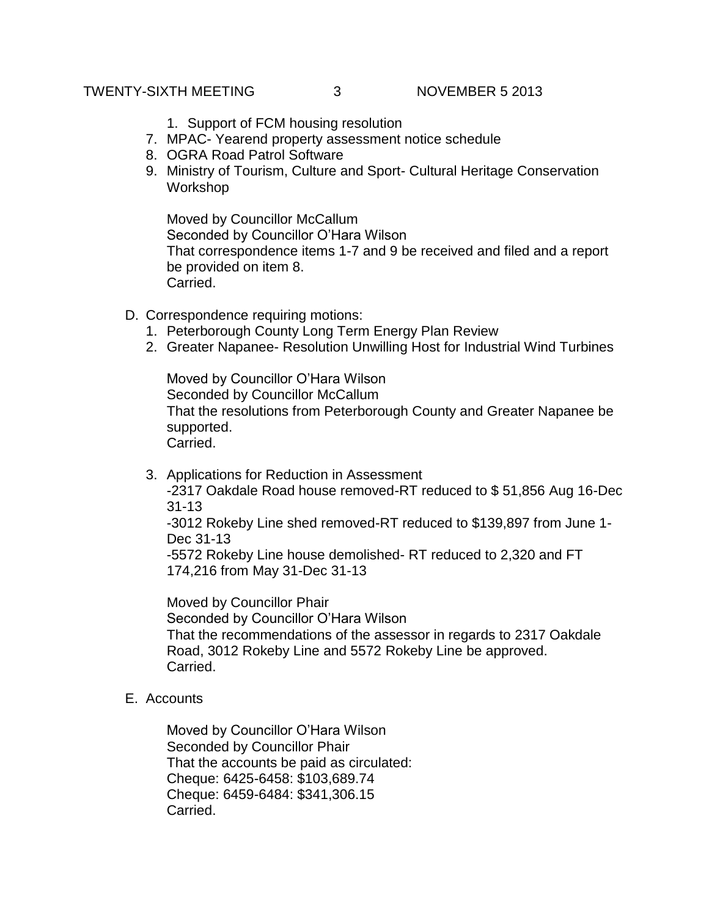1. Support of FCM housing resolution
7. MPAC- Yearend property assessment notice schedule
8. OGRA Road Patrol Software
9. Ministry of Tourism, Culture and Sport- Cultural Heritage Conservation Workshop

   Moved by Councillor McCallum
   Seconded by Councillor O'Hara Wilson
   That correspondence items 1-7 and 9 be received and filed and a report be provided on item 8.
   Carried.

D. Correspondence requiring motions:
   1. Peterborough County Long Term Energy Plan Review
   2. Greater Napanee- Resolution Unwilling Host for Industrial Wind Turbines

   Moved by Councillor O'Hara Wilson
   Seconded by Councillor McCallum
   That the resolutions from Peterborough County and Greater Napanee be supported.
   Carried.

   3. Applications for Reduction in Assessment
   -2317 Oakdale Road house removed-RT reduced to $ 51,856 Aug 16-Dec 31-13
   -3012 Rokeby Line shed removed-RT reduced to $139,897 from June 1-Dec 31-13
   -5572 Rokeby Line house demolished- RT reduced to 2,320 and FT 174,216 from May 31-Dec 31-13

   Moved by Councillor Phair
   Seconded by Councillor O'Hara Wilson
   That the recommendations of the assessor in regards to 2317 Oakdale Road, 3012 Rokeby Line and 5572 Rokeby Line be approved.
   Carried.

E. Accounts

   Moved by Councillor O'Hara Wilson
   Seconded by Councillor Phair
   That the accounts be paid as circulated:
   Cheque: 6425-6458: $103,689.74
   Cheque: 6459-6484: $341,306.15
   Carried.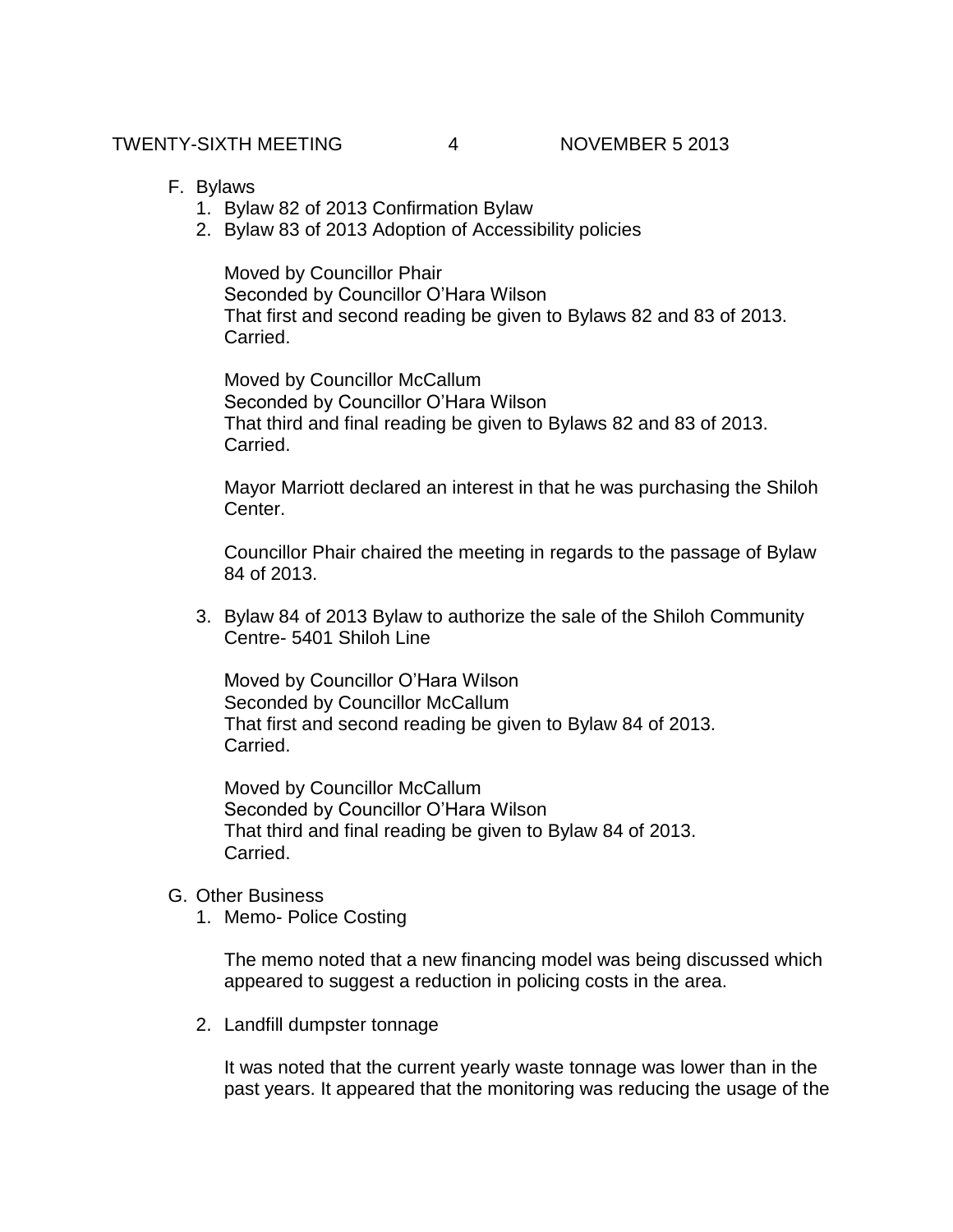F. Bylaws
   1. Bylaw 82 of 2013 Confirmation Bylaw
   2. Bylaw 83 of 2013 Adoption of Accessibility policies

      Moved by Councillor Phair
      Seconded by Councillor O'Hara Wilson
      That first and second reading be given to Bylaws 82 and 83 of 2013.
      Carried.

      Moved by Councillor McCallum
      Seconded by Councillor O'Hara Wilson
      That third and final reading be given to Bylaws 82 and 83 of 2013.
      Carried.

      Mayor Marriott declared an interest in that he was purchasing the Shiloh Center.

      Councillor Phair chaired the meeting in regards to the passage of Bylaw 84 of 2013.

   3. Bylaw 84 of 2013 Bylaw to authorize the sale of the Shiloh Community Centre- 5401 Shiloh Line

      Moved by Councillor O'Hara Wilson
      Seconded by Councillor McCallum
      That first and second reading be given to Bylaw 84 of 2013.
      Carried.

      Moved by Councillor McCallum
      Seconded by Councillor O'Hara Wilson
      That third and final reading be given to Bylaw 84 of 2013.
      Carried.

G. Other Business
   1. Memo- Police Costing

      The memo noted that a new financing model was being discussed which appeared to suggest a reduction in policing costs in the area.

   2. Landfill dumpster tonnage

      It was noted that the current yearly waste tonnage was lower than in the past years. It appeared that the monitoring was reducing the usage of the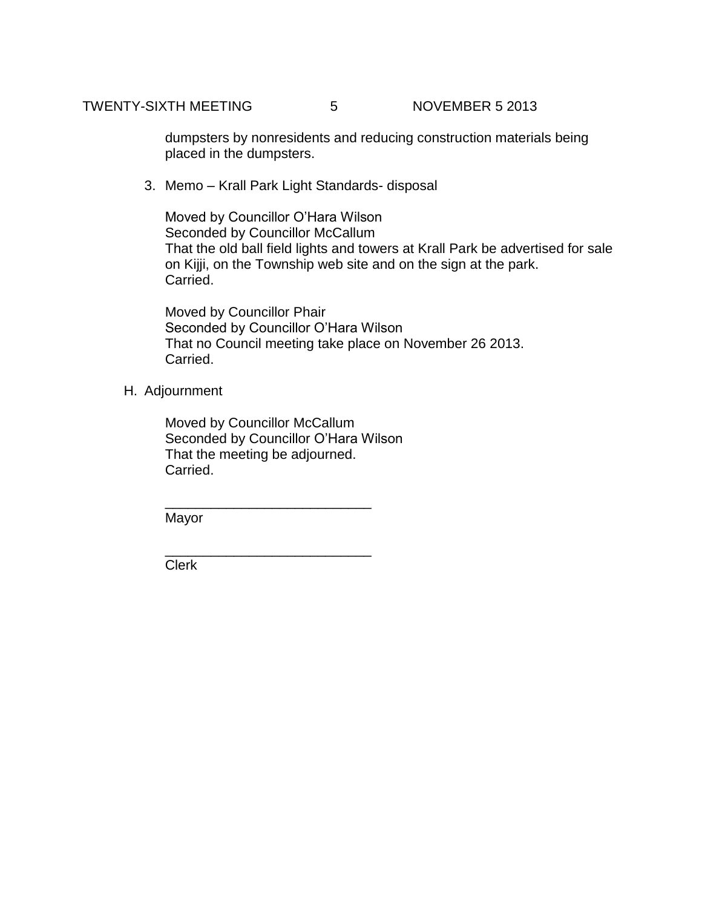dumpsters by nonresidents and reducing construction materials being placed in the dumpsters.

3. Memo – Krall Park Light Standards- disposal

   Moved by Councillor O'Hara Wilson
   Seconded by Councillor McCallum
   That the old ball field lights and towers at Krall Park be advertised for sale on Kijji, on the Township web site and on the sign at the park.
   Carried.

   Moved by Councillor Phair
   Seconded by Councillor O'Hara Wilson
   That no Council meeting take place on November 26 2013.
   Carried.

H. Adjournment

   Moved by Councillor McCallum
   Seconded by Councillor O'Hara Wilson
   That the meeting be adjourned.
   Carried.

   ___________________________
   Mayor

   ___________________________
   Clerk